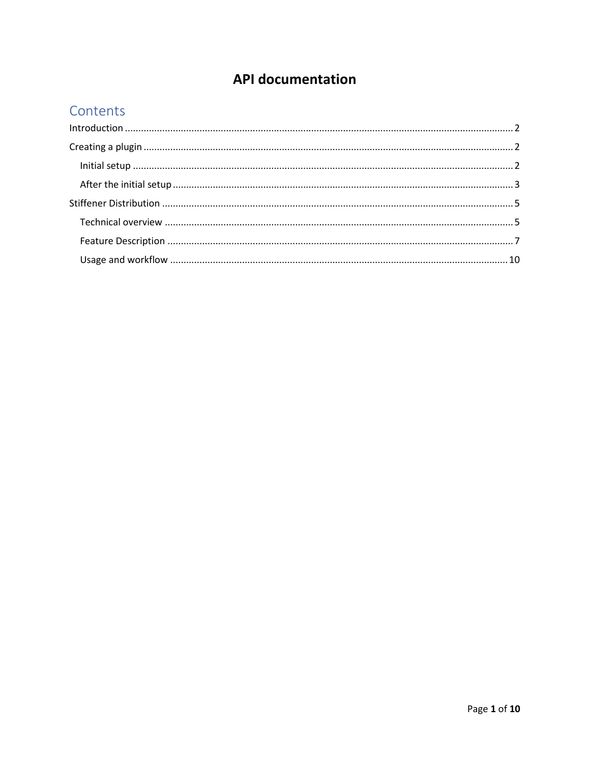# API documentation

## Contents

- Introduction ..... 2
- Creating a plugin ..... 2
  - Initial setup ..... 2
  - After the initial setup ..... 3
- Stiffener Distribution ..... 5
  - Technical overview ..... 5
  - Feature Description ..... 7
  - Usage and workflow ..... 10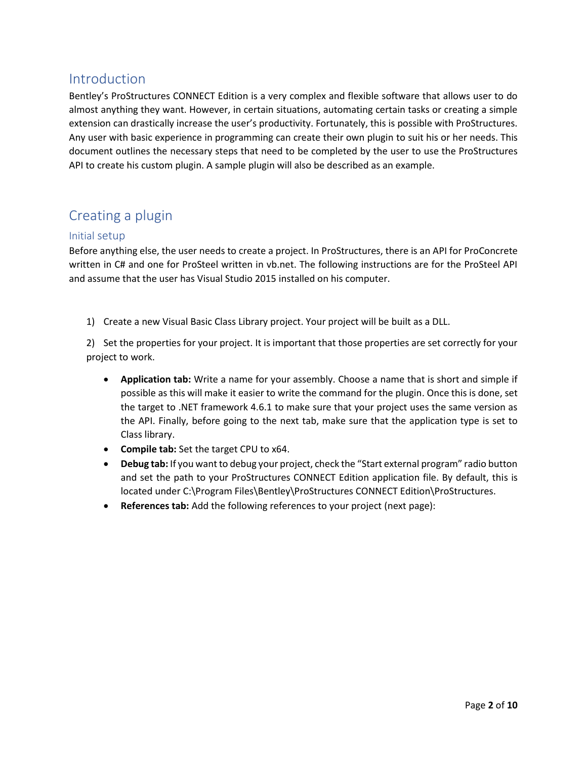# Introduction

Bentley's ProStructures CONNECT Edition is a very complex and flexible software that allows user to do almost anything they want. However, in certain situations, automating certain tasks or creating a simple extension can drastically increase the user's productivity. Fortunately, this is possible with ProStructures. Any user with basic experience in programming can create their own plugin to suit his or her needs. This document outlines the necessary steps that need to be completed by the user to use the ProStructures API to create his custom plugin. A sample plugin will also be described as an example.

# Creating a plugin

## Initial setup

Before anything else, the user needs to create a project. In ProStructures, there is an API for ProConcrete written in C# and one for ProSteel written in vb.net. The following instructions are for the ProSteel API and assume that the user has Visual Studio 2015 installed on his computer.

1) Create a new Visual Basic Class Library project. Your project will be built as a DLL.

2) Set the properties for your project. It is important that those properties are set correctly for your project to work.

- **Application tab:** Write a name for your assembly. Choose a name that is short and simple if possible as this will make it easier to write the command for the plugin. Once this is done, set the target to .NET framework 4.6.1 to make sure that your project uses the same version as the API. Finally, before going to the next tab, make sure that the application type is set to Class library.
- **Compile tab:** Set the target CPU to x64.
- **Debug tab:** If you want to debug your project, check the "Start external program" radio button and set the path to your ProStructures CONNECT Edition application file. By default, this is located under C:\Program Files\Bentley\ProStructures CONNECT Edition\ProStructures.
- **References tab:** Add the following references to your project (next page):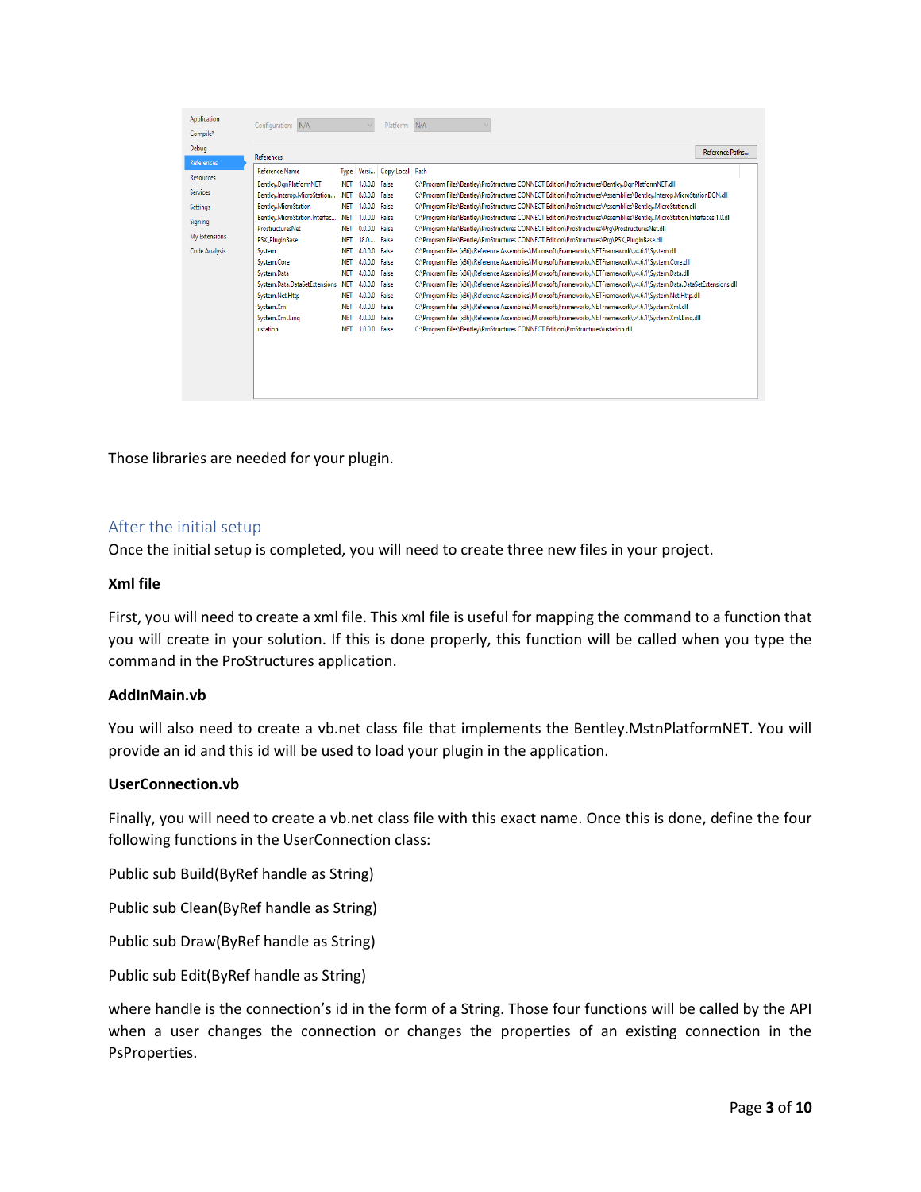| Reference Name | Type | Versi... | Copy Local | Path |
|---|---|---|---|---|
| Bentley.DgnPlatformNET | .NET | 1.0.0.0 | False | C:\Program Files\Bentley\ProStructures CONNECT Edition\ProStructures\Bentley.DgnPlatformNET.dll |
| Bentley.Interop.MicroStation... | .NET | 8.0.0.0 | False | C:\Program Files\Bentley\ProStructures CONNECT Edition\ProStructures\Assemblies\Bentley.Interop.MicroStationDGN.dll |
| Bentley.MicroStation | .NET | 1.0.0.0 | False | C:\Program Files\Bentley\ProStructures CONNECT Edition\ProStructures\Assemblies\Bentley.MicroStation.dll |
| Bentley.MicroStation.Interfac... | .NET | 1.0.0.0 | False | C:\Program Files\Bentley\ProStructures CONNECT Edition\ProStructures\Assemblies\Bentley.MicroStation.Interfaces.1.0.dll |
| ProstructuresNet | .NET | 0.0.0.0 | False | C:\Program Files\Bentley\ProStructures CONNECT Edition\ProStructures\Prg\ProstructuresNet.dll |
| PSX_PluginBase | .NET | 18.0... | False | C:\Program Files\Bentley\ProStructures CONNECT Edition\ProStructures\Prg\PSX_PluginBase.dll |
| System | .NET | 4.0.0.0 | False | C:\Program Files (x86)\Reference Assemblies\Microsoft\Framework\.NETFramework\v4.6.1\System.dll |
| System.Core | .NET | 4.0.0.0 | False | C:\Program Files (x86)\Reference Assemblies\Microsoft\Framework\.NETFramework\v4.6.1\System.Core.dll |
| System.Data | .NET | 4.0.0.0 | False | C:\Program Files (x86)\Reference Assemblies\Microsoft\Framework\.NETFramework\v4.6.1\System.Data.dll |
| System.Data.DataSetExtensions | .NET | 4.0.0.0 | False | C:\Program Files (x86)\Reference Assemblies\Microsoft\Framework\.NETFramework\v4.6.1\System.Data.DataSetExtensions.dll |
| System.Net.Http | .NET | 4.0.0.0 | False | C:\Program Files (x86)\Reference Assemblies\Microsoft\Framework\.NETFramework\v4.6.1\System.Net.Http.dll |
| System.Xml | .NET | 4.0.0.0 | False | C:\Program Files (x86)\Reference Assemblies\Microsoft\Framework\.NETFramework\v4.6.1\System.Xml.dll |
| System.Xml.Linq | .NET | 4.0.0.0 | False | C:\Program Files (x86)\Reference Assemblies\Microsoft\Framework\.NETFramework\v4.6.1\System.Xml.Linq.dll |
| ustation | .NET | 1.0.0.0 | False | C:\Program Files\Bentley\ProStructures CONNECT Edition\ProStructures\ustation.dll |

Those libraries are needed for your plugin.

## After the initial setup

Once the initial setup is completed, you will need to create three new files in your project.

**Xml file**

First, you will need to create a xml file. This xml file is useful for mapping the command to a function that you will create in your solution. If this is done properly, this function will be called when you type the command in the ProStructures application.

**AddInMain.vb**

You will also need to create a vb.net class file that implements the Bentley.MstnPlatformNET. You will provide an id and this id will be used to load your plugin in the application.

**UserConnection.vb**

Finally, you will need to create a vb.net class file with this exact name. Once this is done, define the four following functions in the UserConnection class:

Public sub Build(ByRef handle as String)

Public sub Clean(ByRef handle as String)

Public sub Draw(ByRef handle as String)

Public sub Edit(ByRef handle as String)

where handle is the connection's id in the form of a String. Those four functions will be called by the API when a user changes the connection or changes the properties of an existing connection in the PsProperties.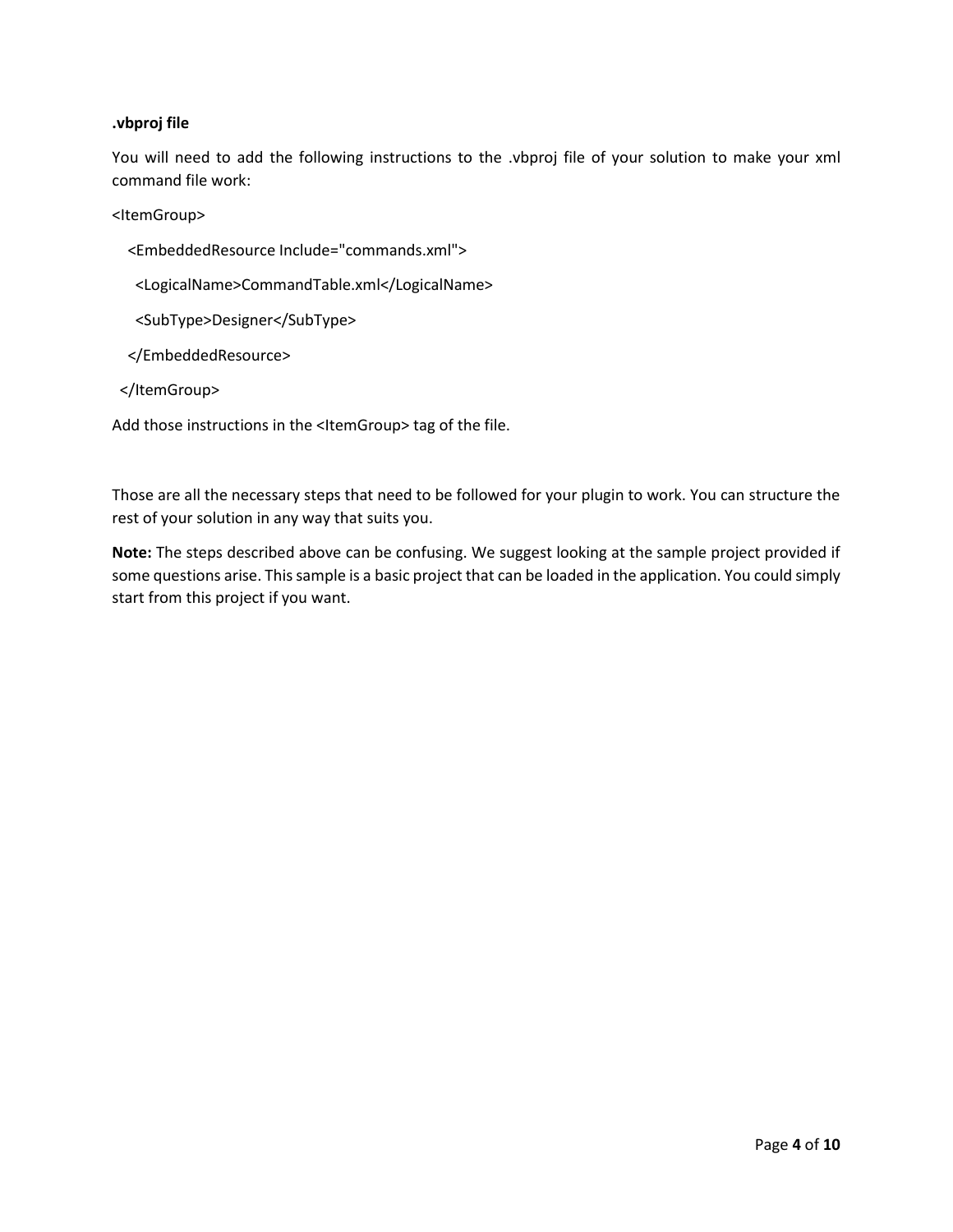**.vbproj file**

You will need to add the following instructions to the .vbproj file of your solution to make your xml command file work:

```
<ItemGroup>
   <EmbeddedResource Include="commands.xml">
     <LogicalName>CommandTable.xml</LogicalName>
     <SubType>Designer</SubType>
   </EmbeddedResource>
 </ItemGroup>
```

Add those instructions in the <ItemGroup> tag of the file.

Those are all the necessary steps that need to be followed for your plugin to work. You can structure the rest of your solution in any way that suits you.

**Note:** The steps described above can be confusing. We suggest looking at the sample project provided if some questions arise. This sample is a basic project that can be loaded in the application. You could simply start from this project if you want.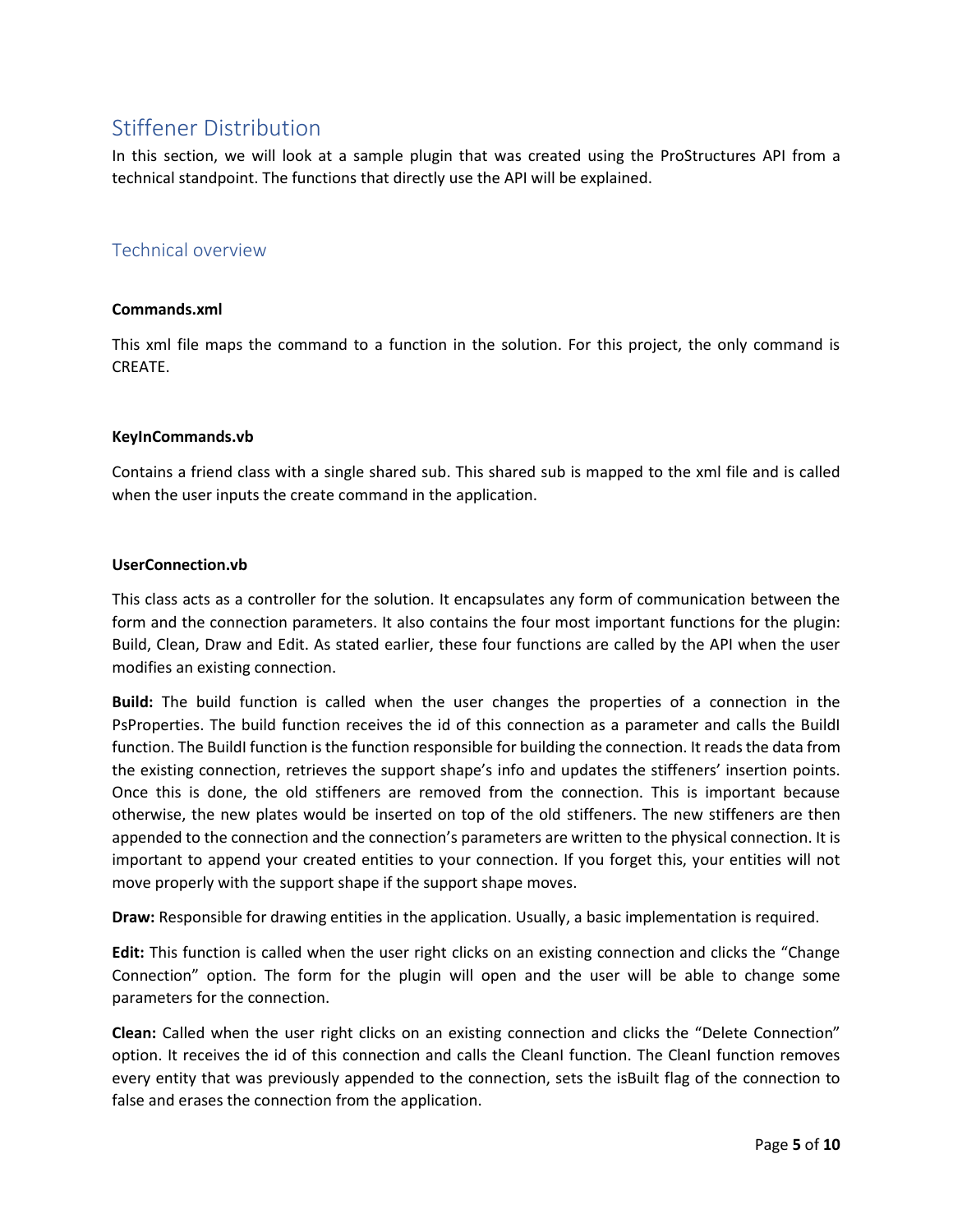# Stiffener Distribution

In this section, we will look at a sample plugin that was created using the ProStructures API from a technical standpoint. The functions that directly use the API will be explained.

## Technical overview

**Commands.xml**

This xml file maps the command to a function in the solution. For this project, the only command is CREATE.

**KeyInCommands.vb**

Contains a friend class with a single shared sub. This shared sub is mapped to the xml file and is called when the user inputs the create command in the application.

**UserConnection.vb**

This class acts as a controller for the solution. It encapsulates any form of communication between the form and the connection parameters. It also contains the four most important functions for the plugin: Build, Clean, Draw and Edit. As stated earlier, these four functions are called by the API when the user modifies an existing connection.

**Build:** The build function is called when the user changes the properties of a connection in the PsProperties. The build function receives the id of this connection as a parameter and calls the BuildI function. The BuildI function is the function responsible for building the connection. It reads the data from the existing connection, retrieves the support shape's info and updates the stiffeners' insertion points. Once this is done, the old stiffeners are removed from the connection. This is important because otherwise, the new plates would be inserted on top of the old stiffeners. The new stiffeners are then appended to the connection and the connection's parameters are written to the physical connection. It is important to append your created entities to your connection. If you forget this, your entities will not move properly with the support shape if the support shape moves.

**Draw:** Responsible for drawing entities in the application. Usually, a basic implementation is required.

**Edit:** This function is called when the user right clicks on an existing connection and clicks the "Change Connection" option. The form for the plugin will open and the user will be able to change some parameters for the connection.

**Clean:** Called when the user right clicks on an existing connection and clicks the "Delete Connection" option. It receives the id of this connection and calls the CleanI function. The CleanI function removes every entity that was previously appended to the connection, sets the isBuilt flag of the connection to false and erases the connection from the application.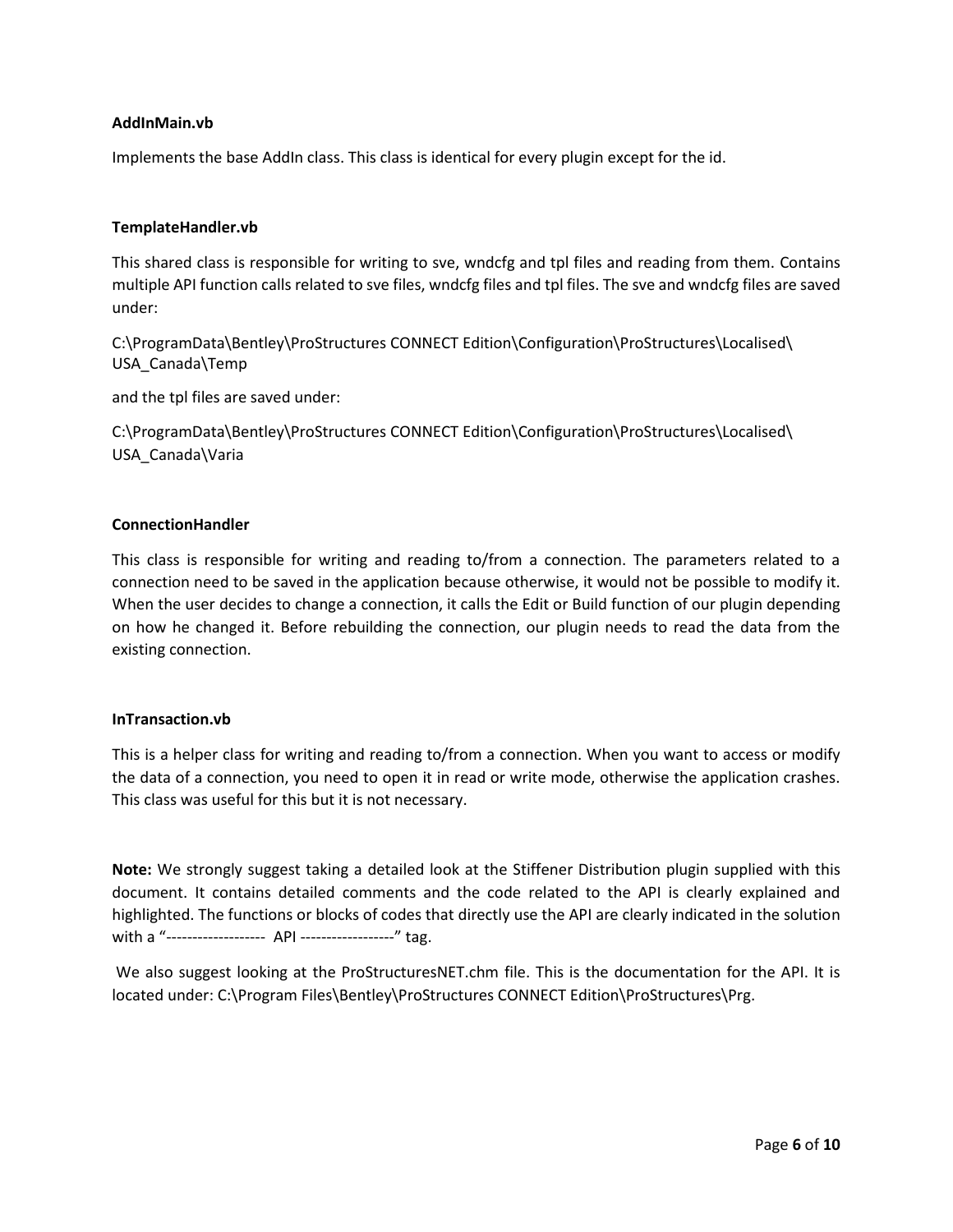**AddInMain.vb**

Implements the base AddIn class. This class is identical for every plugin except for the id.

**TemplateHandler.vb**

This shared class is responsible for writing to sve, wndcfg and tpl files and reading from them. Contains multiple API function calls related to sve files, wndcfg files and tpl files. The sve and wndcfg files are saved under:

C:\ProgramData\Bentley\ProStructures CONNECT Edition\Configuration\ProStructures\Localised\USA_Canada\Temp

and the tpl files are saved under:

C:\ProgramData\Bentley\ProStructures CONNECT Edition\Configuration\ProStructures\Localised\USA_Canada\Varia

**ConnectionHandler**

This class is responsible for writing and reading to/from a connection. The parameters related to a connection need to be saved in the application because otherwise, it would not be possible to modify it. When the user decides to change a connection, it calls the Edit or Build function of our plugin depending on how he changed it. Before rebuilding the connection, our plugin needs to read the data from the existing connection.

**InTransaction.vb**

This is a helper class for writing and reading to/from a connection. When you want to access or modify the data of a connection, you need to open it in read or write mode, otherwise the application crashes. This class was useful for this but it is not necessary.

**Note:** We strongly suggest taking a detailed look at the Stiffener Distribution plugin supplied with this document. It contains detailed comments and the code related to the API is clearly explained and highlighted. The functions or blocks of codes that directly use the API are clearly indicated in the solution with a "-------------------  API ------------------" tag.

We also suggest looking at the ProStructuresNET.chm file. This is the documentation for the API. It is located under: C:\Program Files\Bentley\ProStructures CONNECT Edition\ProStructures\Prg.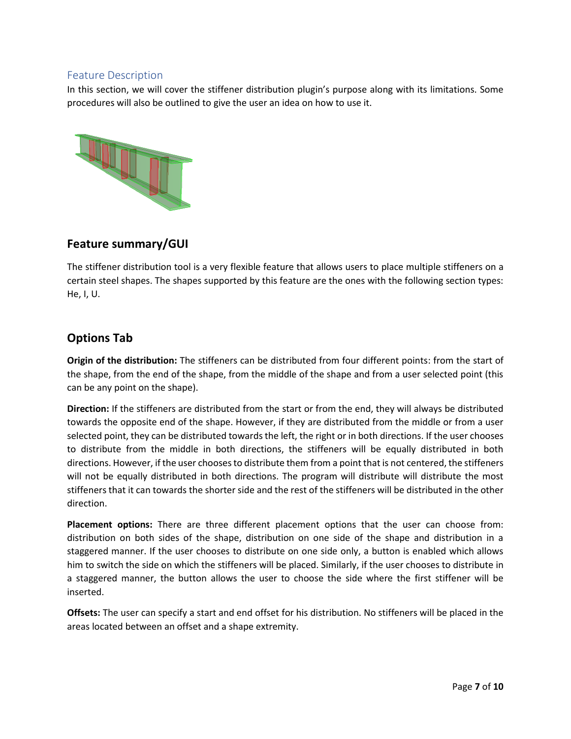## Feature Description

In this section, we will cover the stiffener distribution plugin's purpose along with its limitations. Some procedures will also be outlined to give the user an idea on how to use it.

## Feature summary/GUI

The stiffener distribution tool is a very flexible feature that allows users to place multiple stiffeners on a certain steel shapes. The shapes supported by this feature are the ones with the following section types: He, I, U.

## Options Tab

**Origin of the distribution:** The stiffeners can be distributed from four different points: from the start of the shape, from the end of the shape, from the middle of the shape and from a user selected point (this can be any point on the shape).

**Direction:** If the stiffeners are distributed from the start or from the end, they will always be distributed towards the opposite end of the shape. However, if they are distributed from the middle or from a user selected point, they can be distributed towards the left, the right or in both directions. If the user chooses to distribute from the middle in both directions, the stiffeners will be equally distributed in both directions. However, if the user chooses to distribute them from a point that is not centered, the stiffeners will not be equally distributed in both directions. The program will distribute will distribute the most stiffeners that it can towards the shorter side and the rest of the stiffeners will be distributed in the other direction.

**Placement options:** There are three different placement options that the user can choose from: distribution on both sides of the shape, distribution on one side of the shape and distribution in a staggered manner. If the user chooses to distribute on one side only, a button is enabled which allows him to switch the side on which the stiffeners will be placed. Similarly, if the user chooses to distribute in a staggered manner, the button allows the user to choose the side where the first stiffener will be inserted.

**Offsets:** The user can specify a start and end offset for his distribution. No stiffeners will be placed in the areas located between an offset and a shape extremity.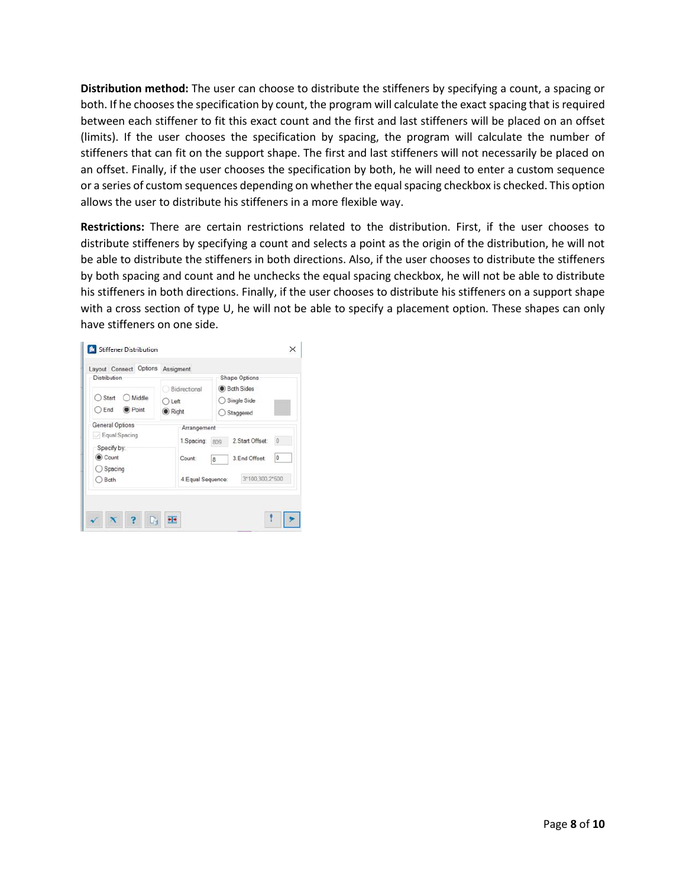**Distribution method:** The user can choose to distribute the stiffeners by specifying a count, a spacing or both. If he chooses the specification by count, the program will calculate the exact spacing that is required between each stiffener to fit this exact count and the first and last stiffeners will be placed on an offset (limits). If the user chooses the specification by spacing, the program will calculate the number of stiffeners that can fit on the support shape. The first and last stiffeners will not necessarily be placed on an offset. Finally, if the user chooses the specification by both, he will need to enter a custom sequence or a series of custom sequences depending on whether the equal spacing checkbox is checked. This option allows the user to distribute his stiffeners in a more flexible way.

**Restrictions:** There are certain restrictions related to the distribution. First, if the user chooses to distribute stiffeners by specifying a count and selects a point as the origin of the distribution, he will not be able to distribute the stiffeners in both directions. Also, if the user chooses to distribute the stiffeners by both spacing and count and he unchecks the equal spacing checkbox, he will not be able to distribute his stiffeners in both directions. Finally, if the user chooses to distribute his stiffeners on a support shape with a cross section of type U, he will not be able to specify a placement option. These shapes can only have stiffeners on one side.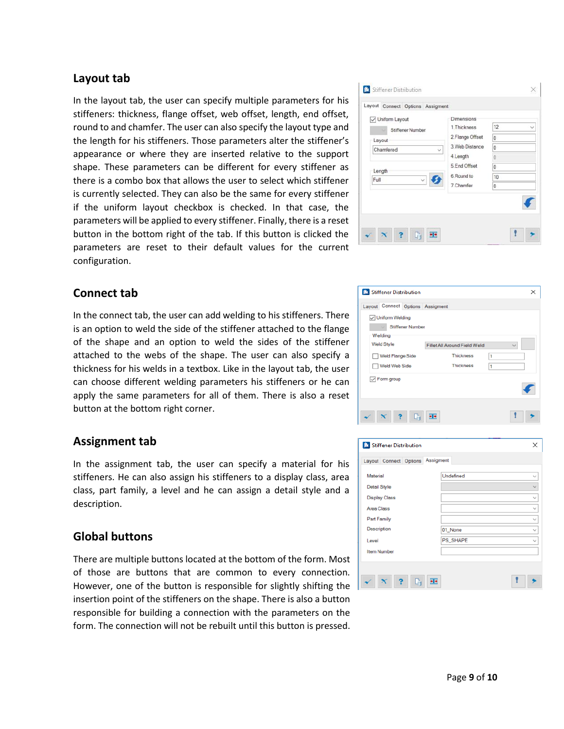## Layout tab

In the layout tab, the user can specify multiple parameters for his stiffeners: thickness, flange offset, web offset, length, end offset, round to and chamfer. The user can also specify the layout type and the length for his stiffeners. Those parameters alter the stiffener's appearance or where they are inserted relative to the support shape. These parameters can be different for every stiffener as there is a combo box that allows the user to select which stiffener is currently selected. They can also be the same for every stiffener if the uniform layout checkbox is checked. In that case, the parameters will be applied to every stiffener. Finally, there is a reset button in the bottom right of the tab. If this button is clicked the parameters are reset to their default values for the current configuration.

## Connect tab

In the connect tab, the user can add welding to his stiffeners. There is an option to weld the side of the stiffener attached to the flange of the shape and an option to weld the sides of the stiffener attached to the webs of the shape. The user can also specify a thickness for his welds in a textbox. Like in the layout tab, the user can choose different welding parameters his stiffeners or he can apply the same parameters for all of them. There is also a reset button at the bottom right corner.

## Assignment tab

In the assignment tab, the user can specify a material for his stiffeners. He can also assign his stiffeners to a display class, area class, part family, a level and he can assign a detail style and a description.

## Global buttons

There are multiple buttons located at the bottom of the form. Most of those are buttons that are common to every connection. However, one of the button is responsible for slightly shifting the insertion point of the stiffeners on the shape. There is also a button responsible for building a connection with the parameters on the form. The connection will not be rebuilt until this button is pressed.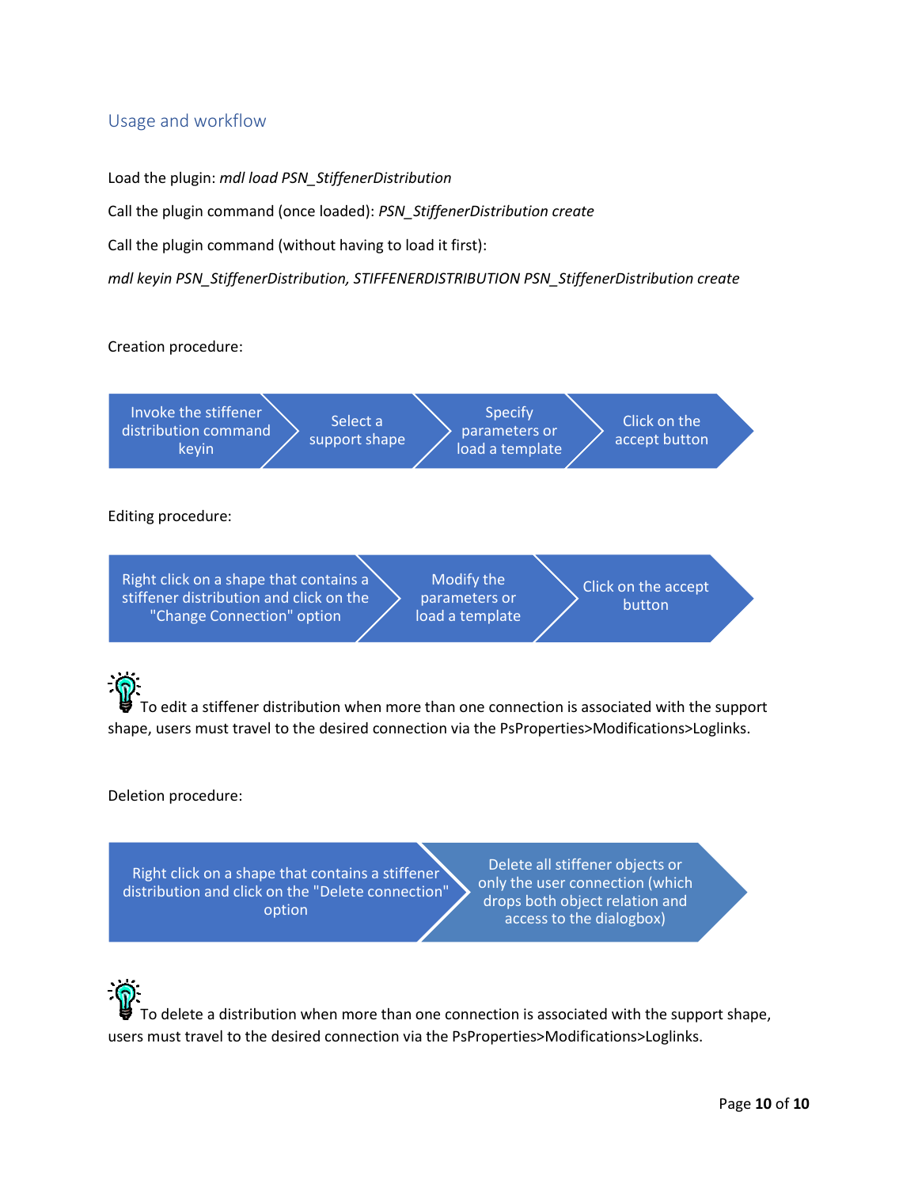## Usage and workflow

Load the plugin: *mdl load PSN_StiffenerDistribution*

Call the plugin command (once loaded): *PSN_StiffenerDistribution create*

Call the plugin command (without having to load it first):

*mdl keyin PSN_StiffenerDistribution, STIFFENERDISTRIBUTION PSN_StiffenerDistribution create*

Creation procedure:

Invoke the stiffener distribution command keyin → Select a support shape → Specify parameters or load a template → Click on the accept button

Editing procedure:

Right click on a shape that contains a stiffener distribution and click on the "Change Connection" option → Modify the parameters or load a template → Click on the accept button

To edit a stiffener distribution when more than one connection is associated with the support shape, users must travel to the desired connection via the PsProperties>Modifications>Loglinks.

Deletion procedure:

Right click on a shape that contains a stiffener distribution and click on the "Delete connection" option → Delete all stiffener objects or only the user connection (which drops both object relation and access to the dialogbox)

To delete a distribution when more than one connection is associated with the support shape, users must travel to the desired connection via the PsProperties>Modifications>Loglinks.